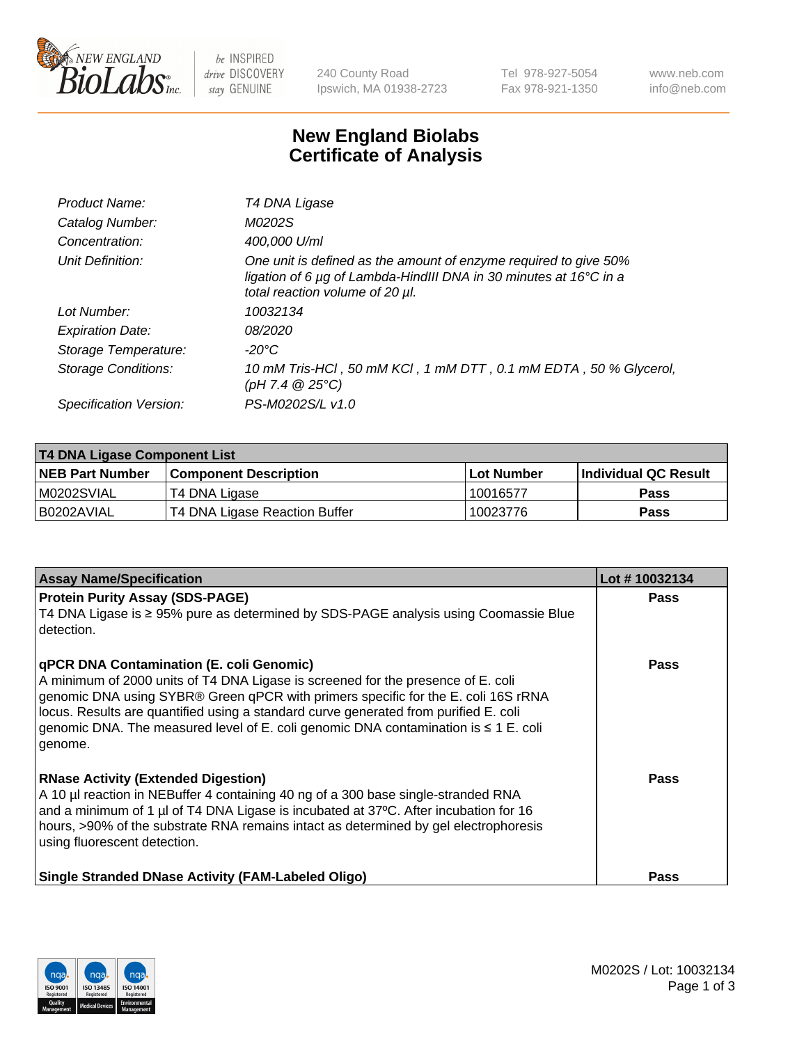# New England Biolabs
# Certificate of Analysis

| | |
|---|---|
| *Product Name:* | *T4 DNA Ligase* |
| *Catalog Number:* | *M0202S* |
| *Concentration:* | *400,000 U/ml* |
| *Unit Definition:* | *One unit is defined as the amount of enzyme required to give 50% ligation of 6 µg of Lambda-HindIII DNA in 30 minutes at 16°C in a total reaction volume of 20 µl.* |
| *Lot Number:* | *10032134* |
| *Expiration Date:* | *08/2020* |
| *Storage Temperature:* | *-20°C* |
| *Storage Conditions:* | *10 mM Tris-HCl , 50 mM KCl , 1 mM DTT , 0.1 mM EDTA , 50 % Glycerol, (pH 7.4 @ 25°C)* |
| *Specification Version:* | *PS-M0202S/L v1.0* |

| T4 DNA Ligase Component List | | | |
|---|---|---|---|
| **NEB Part Number** | **Component Description** | **Lot Number** | **Individual QC Result** |
| M0202SVIAL | T4 DNA Ligase | 10016577 | **Pass** |
| B0202AVIAL | T4 DNA Ligase Reaction Buffer | 10023776 | **Pass** |

| Assay Name/Specification | Lot # 10032134 |
|---|---|
| **Protein Purity Assay (SDS-PAGE)**<br>T4 DNA Ligase is ≥ 95% pure as determined by SDS-PAGE analysis using Coomassie Blue detection. | **Pass** |
| **qPCR DNA Contamination (E. coli Genomic)**<br>A minimum of 2000 units of T4 DNA Ligase is screened for the presence of E. coli genomic DNA using SYBR® Green qPCR with primers specific for the E. coli 16S rRNA locus. Results are quantified using a standard curve generated from purified E. coli genomic DNA. The measured level of E. coli genomic DNA contamination is ≤ 1 E. coli genome. | **Pass** |
| **RNase Activity (Extended Digestion)**<br>A 10 µl reaction in NEBuffer 4 containing 40 ng of a 300 base single-stranded RNA and a minimum of 1 µl of T4 DNA Ligase is incubated at 37ºC. After incubation for 16 hours, >90% of the substrate RNA remains intact as determined by gel electrophoresis using fluorescent detection. | **Pass** |
| **Single Stranded DNase Activity (FAM-Labeled Oligo)** | **Pass** |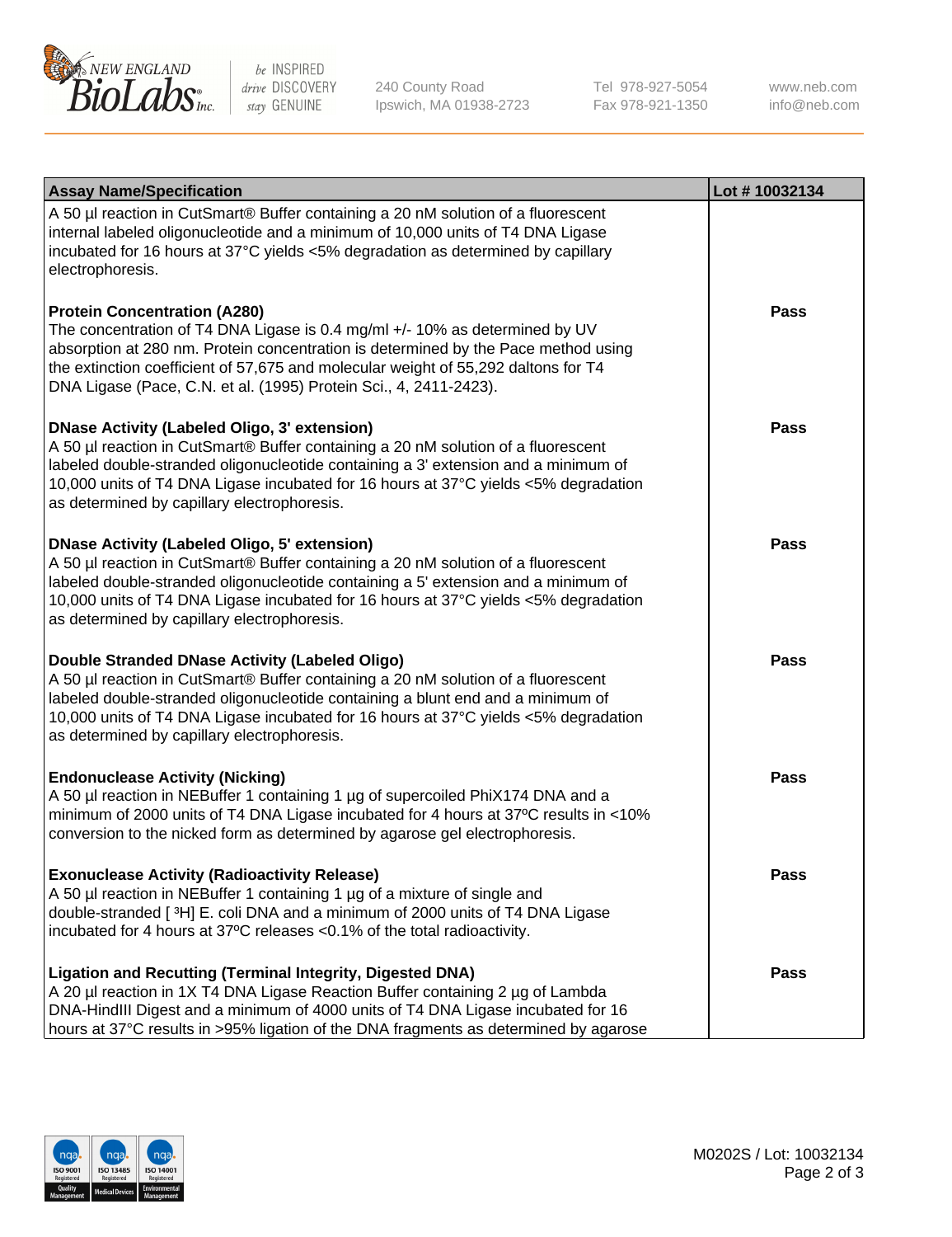| Assay Name/Specification | Lot # 10032134 |
| --- | --- |
| A 50 µl reaction in CutSmart® Buffer containing a 20 nM solution of a fluorescent internal labeled oligonucleotide and a minimum of 10,000 units of T4 DNA Ligase incubated for 16 hours at 37°C yields <5% degradation as determined by capillary electrophoresis. | |
| **Protein Concentration (A280)**<br>The concentration of T4 DNA Ligase is 0.4 mg/ml +/- 10% as determined by UV absorption at 280 nm. Protein concentration is determined by the Pace method using the extinction coefficient of 57,675 and molecular weight of 55,292 daltons for T4 DNA Ligase (Pace, C.N. et al. (1995) Protein Sci., 4, 2411-2423). | **Pass** |
| **DNase Activity (Labeled Oligo, 3' extension)**<br>A 50 µl reaction in CutSmart® Buffer containing a 20 nM solution of a fluorescent labeled double-stranded oligonucleotide containing a 3' extension and a minimum of 10,000 units of T4 DNA Ligase incubated for 16 hours at 37°C yields <5% degradation as determined by capillary electrophoresis. | **Pass** |
| **DNase Activity (Labeled Oligo, 5' extension)**<br>A 50 µl reaction in CutSmart® Buffer containing a 20 nM solution of a fluorescent labeled double-stranded oligonucleotide containing a 5' extension and a minimum of 10,000 units of T4 DNA Ligase incubated for 16 hours at 37°C yields <5% degradation as determined by capillary electrophoresis. | **Pass** |
| **Double Stranded DNase Activity (Labeled Oligo)**<br>A 50 µl reaction in CutSmart® Buffer containing a 20 nM solution of a fluorescent labeled double-stranded oligonucleotide containing a blunt end and a minimum of 10,000 units of T4 DNA Ligase incubated for 16 hours at 37°C yields <5% degradation as determined by capillary electrophoresis. | **Pass** |
| **Endonuclease Activity (Nicking)**<br>A 50 µl reaction in NEBuffer 1 containing 1 µg of supercoiled PhiX174 DNA and a minimum of 2000 units of T4 DNA Ligase incubated for 4 hours at 37ºC results in <10% conversion to the nicked form as determined by agarose gel electrophoresis. | **Pass** |
| **Exonuclease Activity (Radioactivity Release)**<br>A 50 µl reaction in NEBuffer 1 containing 1 µg of a mixture of single and double-stranded [ $^3$H] E. coli DNA and a minimum of 2000 units of T4 DNA Ligase incubated for 4 hours at 37ºC releases <0.1% of the total radioactivity. | **Pass** |
| **Ligation and Recutting (Terminal Integrity, Digested DNA)**<br>A 20 µl reaction in 1X T4 DNA Ligase Reaction Buffer containing 2 µg of Lambda DNA-HindIII Digest and a minimum of 4000 units of T4 DNA Ligase incubated for 16 hours at 37°C results in >95% ligation of the DNA fragments as determined by agarose | **Pass** |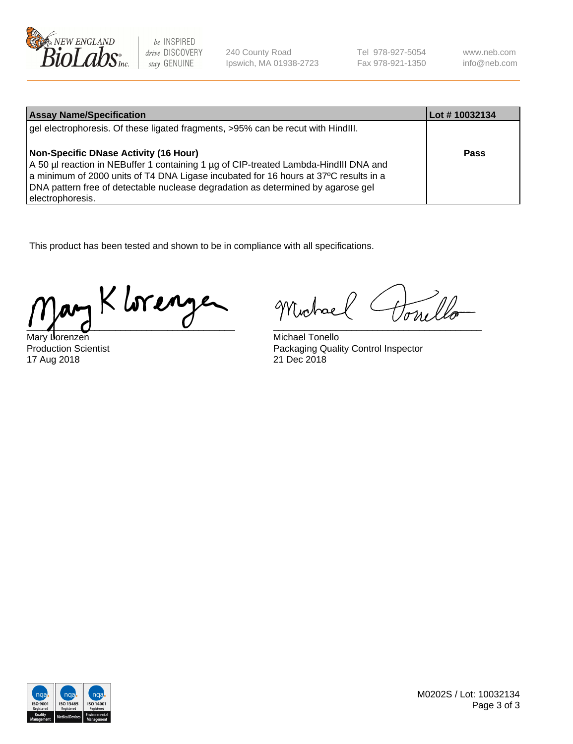| Assay Name/Specification | Lot # 10032134 |
| --- | --- |
| gel electrophoresis. Of these ligated fragments, >95% can be recut with HindIII. | |
| **Non-Specific DNase Activity (16 Hour)**<br>A 50 µl reaction in NEBuffer 1 containing 1 µg of CIP-treated Lambda-HindIII DNA and a minimum of 2000 units of T4 DNA Ligase incubated for 16 hours at 37ºC results in a DNA pattern free of detectable nuclease degradation as determined by agarose gel electrophoresis. | **Pass** |

This product has been tested and shown to be in compliance with all specifications.

Mary Lorenzen
Production Scientist
17 Aug 2018

Michael Tonello
Packaging Quality Control Inspector
21 Dec 2018

M0202S / Lot: 10032134